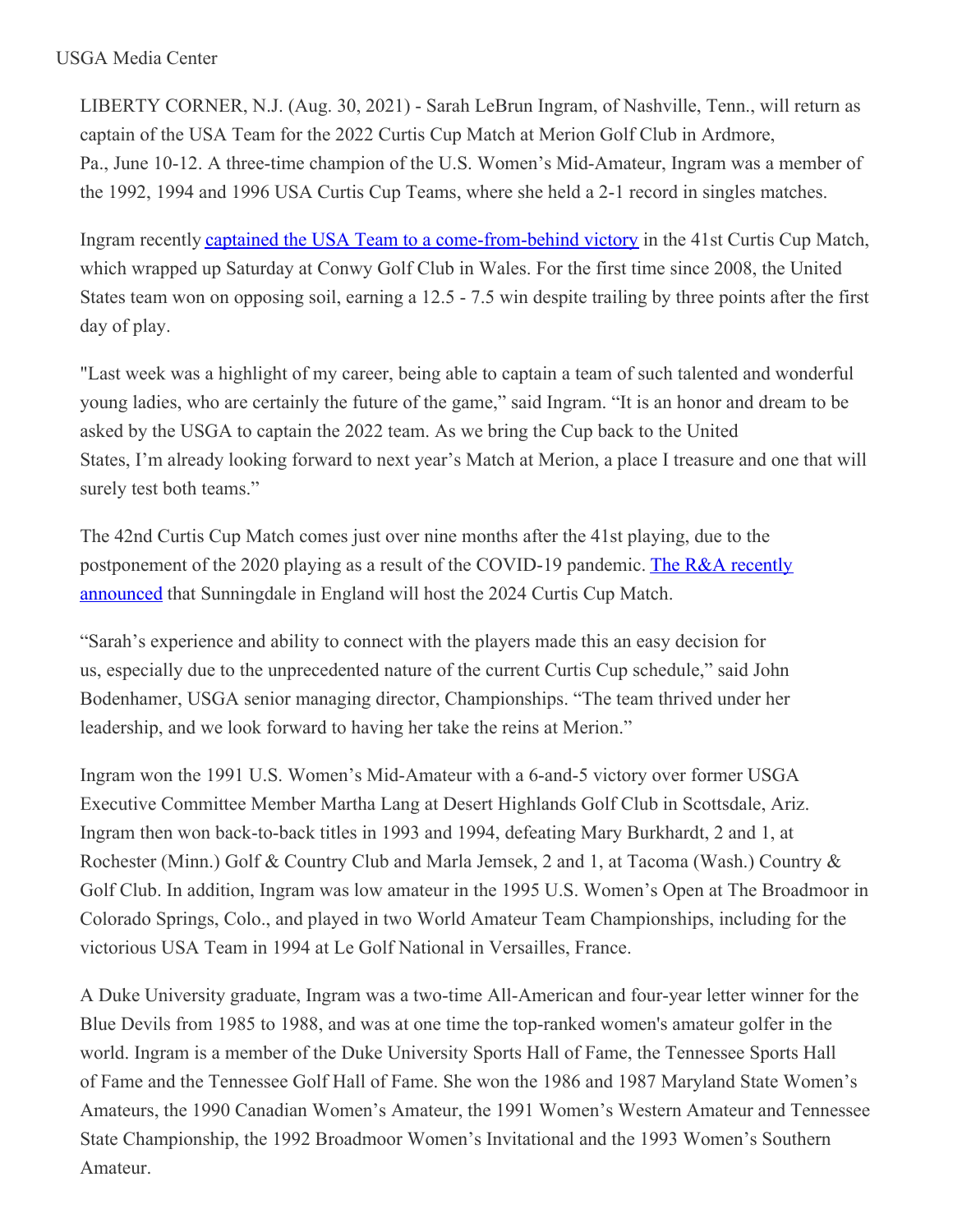USGA Media Center

LIBERTY CORNER, N.J. (Aug. 30, 2021) - Sarah LeBrun Ingram, of Nashville, Tenn., will return as captain of the USA Team for the 2022 Curtis Cup Match at Merion Golf Club in Ardmore, Pa., June 10-12. A three-time champion of the U.S. Women's Mid-Amateur, Ingram was a member of the 1992, 1994 and 1996 USA Curtis Cup Teams, where she held a 2-1 record in singles matches.

Ingram recently [captained the USA Team to a come-from-behind victory]() in the 41st Curtis Cup Match, which wrapped up Saturday at Conwy Golf Club in Wales. For the first time since 2008, the United States team won on opposing soil, earning a 12.5 - 7.5 win despite trailing by three points after the first day of play.

"Last week was a highlight of my career, being able to captain a team of such talented and wonderful young ladies, who are certainly the future of the game," said Ingram. "It is an honor and dream to be asked by the USGA to captain the 2022 team. As we bring the Cup back to the United States, I'm already looking forward to next year's Match at Merion, a place I treasure and one that will surely test both teams."

The 42nd Curtis Cup Match comes just over nine months after the 41st playing, due to the postponement of the 2020 playing as a result of the COVID-19 pandemic. [The R&A recently announced]() that Sunningdale in England will host the 2024 Curtis Cup Match.

"Sarah's experience and ability to connect with the players made this an easy decision for us, especially due to the unprecedented nature of the current Curtis Cup schedule," said John Bodenhamer, USGA senior managing director, Championships. "The team thrived under her leadership, and we look forward to having her take the reins at Merion."

Ingram won the 1991 U.S. Women's Mid-Amateur with a 6-and-5 victory over former USGA Executive Committee Member Martha Lang at Desert Highlands Golf Club in Scottsdale, Ariz. Ingram then won back-to-back titles in 1993 and 1994, defeating Mary Burkhardt, 2 and 1, at Rochester (Minn.) Golf & Country Club and Marla Jemsek, 2 and 1, at Tacoma (Wash.) Country & Golf Club. In addition, Ingram was low amateur in the 1995 U.S. Women's Open at The Broadmoor in Colorado Springs, Colo., and played in two World Amateur Team Championships, including for the victorious USA Team in 1994 at Le Golf National in Versailles, France.

A Duke University graduate, Ingram was a two-time All-American and four-year letter winner for the Blue Devils from 1985 to 1988, and was at one time the top-ranked women's amateur golfer in the world. Ingram is a member of the Duke University Sports Hall of Fame, the Tennessee Sports Hall of Fame and the Tennessee Golf Hall of Fame. She won the 1986 and 1987 Maryland State Women's Amateurs, the 1990 Canadian Women's Amateur, the 1991 Women's Western Amateur and Tennessee State Championship, the 1992 Broadmoor Women's Invitational and the 1993 Women's Southern Amateur.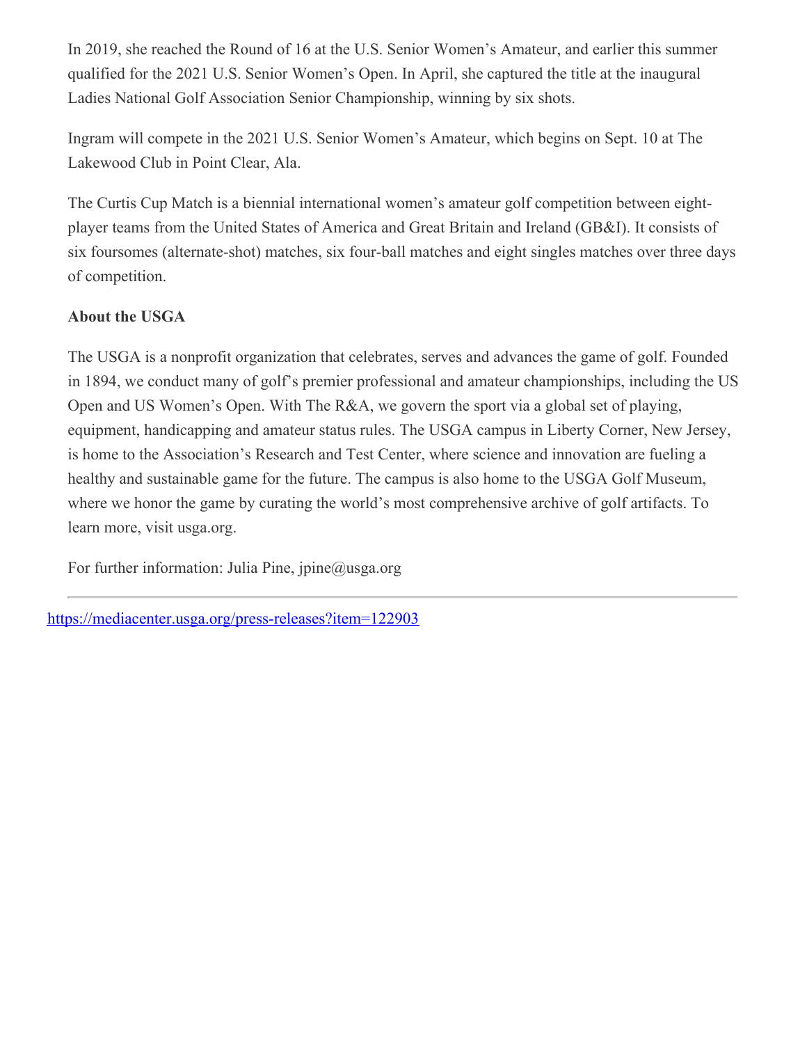In 2019, she reached the Round of 16 at the U.S. Senior Women's Amateur, and earlier this summer qualified for the 2021 U.S. Senior Women's Open. In April, she captured the title at the inaugural Ladies National Golf Association Senior Championship, winning by six shots.

Ingram will compete in the 2021 U.S. Senior Women's Amateur, which begins on Sept. 10 at The Lakewood Club in Point Clear, Ala.

The Curtis Cup Match is a biennial international women's amateur golf competition between eight-player teams from the United States of America and Great Britain and Ireland (GB&I). It consists of six foursomes (alternate-shot) matches, six four-ball matches and eight singles matches over three days of competition.

**About the USGA**

The USGA is a nonprofit organization that celebrates, serves and advances the game of golf. Founded in 1894, we conduct many of golf's premier professional and amateur championships, including the US Open and US Women's Open. With The R&A, we govern the sport via a global set of playing, equipment, handicapping and amateur status rules. The USGA campus in Liberty Corner, New Jersey, is home to the Association's Research and Test Center, where science and innovation are fueling a healthy and sustainable game for the future. The campus is also home to the USGA Golf Museum, where we honor the game by curating the world's most comprehensive archive of golf artifacts. To learn more, visit usga.org.

For further information: Julia Pine, jpine@usga.org

---

https://mediacenter.usga.org/press-releases?item=122903